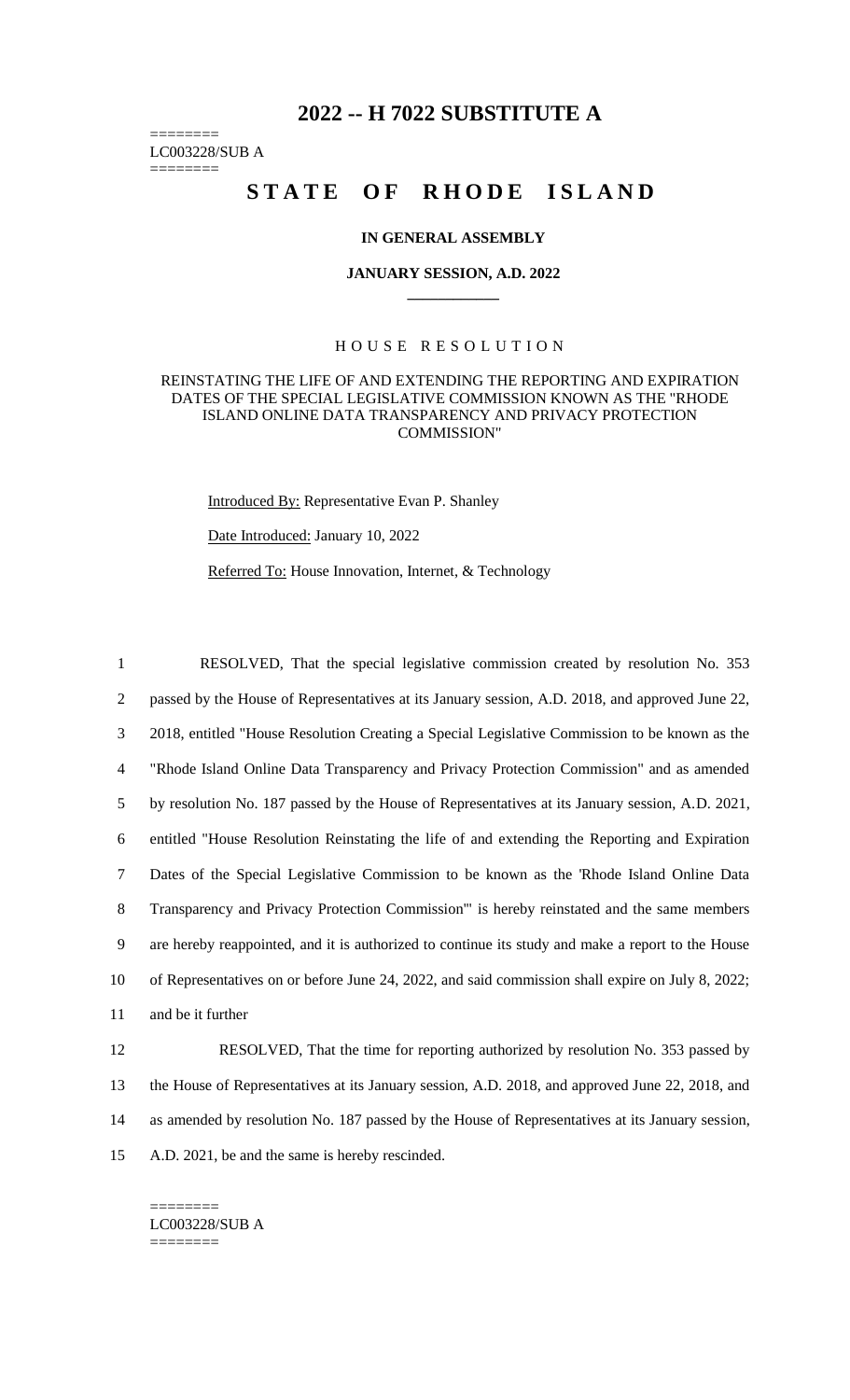# 2022 -- H 7022 SUBSTITUTE A

========
LC003228/SUB A
========

## STATE OF RHODE ISLAND

**IN GENERAL ASSEMBLY**

**JANUARY SESSION, A.D. 2022**

### HOUSE RESOLUTION

REINSTATING THE LIFE OF AND EXTENDING THE REPORTING AND EXPIRATION DATES OF THE SPECIAL LEGISLATIVE COMMISSION KNOWN AS THE "RHODE ISLAND ONLINE DATA TRANSPARENCY AND PRIVACY PROTECTION COMMISSION"

Introduced By: Representative Evan P. Shanley

Date Introduced: January 10, 2022

Referred To: House Innovation, Internet, & Technology

1 RESOLVED, That the special legislative commission created by resolution No. 353
2 passed by the House of Representatives at its January session, A.D. 2018, and approved June 22,
3 2018, entitled "House Resolution Creating a Special Legislative Commission to be known as the
4 "Rhode Island Online Data Transparency and Privacy Protection Commission" and as amended
5 by resolution No. 187 passed by the House of Representatives at its January session, A.D. 2021,
6 entitled "House Resolution Reinstating the life of and extending the Reporting and Expiration
7 Dates of the Special Legislative Commission to be known as the 'Rhode Island Online Data
8 Transparency and Privacy Protection Commission'" is hereby reinstated and the same members
9 are hereby reappointed, and it is authorized to continue its study and make a report to the House
10 of Representatives on or before June 24, 2022, and said commission shall expire on July 8, 2022;
11 and be it further

12 RESOLVED, That the time for reporting authorized by resolution No. 353 passed by
13 the House of Representatives at its January session, A.D. 2018, and approved June 22, 2018, and
14 as amended by resolution No. 187 passed by the House of Representatives at its January session,
15 A.D. 2021, be and the same is hereby rescinded.

========
LC003228/SUB A
========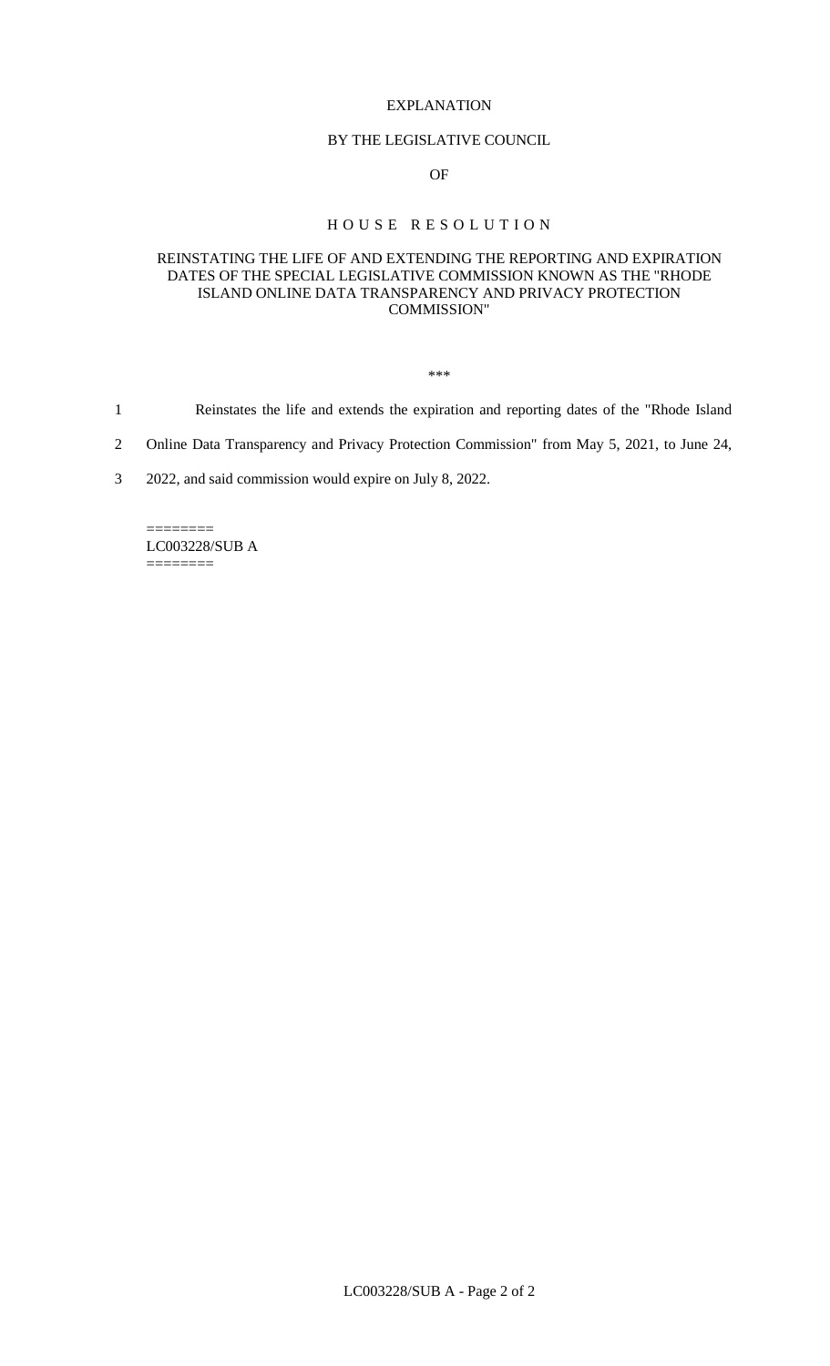EXPLANATION

BY THE LEGISLATIVE COUNCIL

OF

# H O U S E   R E S O L U T I O N

## REINSTATING THE LIFE OF AND EXTENDING THE REPORTING AND EXPIRATION DATES OF THE SPECIAL LEGISLATIVE COMMISSION KNOWN AS THE "RHODE ISLAND ONLINE DATA TRANSPARENCY AND PRIVACY PROTECTION COMMISSION"

***

1 Reinstates the life and extends the expiration and reporting dates of the "Rhode Island
2 Online Data Transparency and Privacy Protection Commission" from May 5, 2021, to June 24,
3 2022, and said commission would expire on July 8, 2022.

========
LC003228/SUB A
========